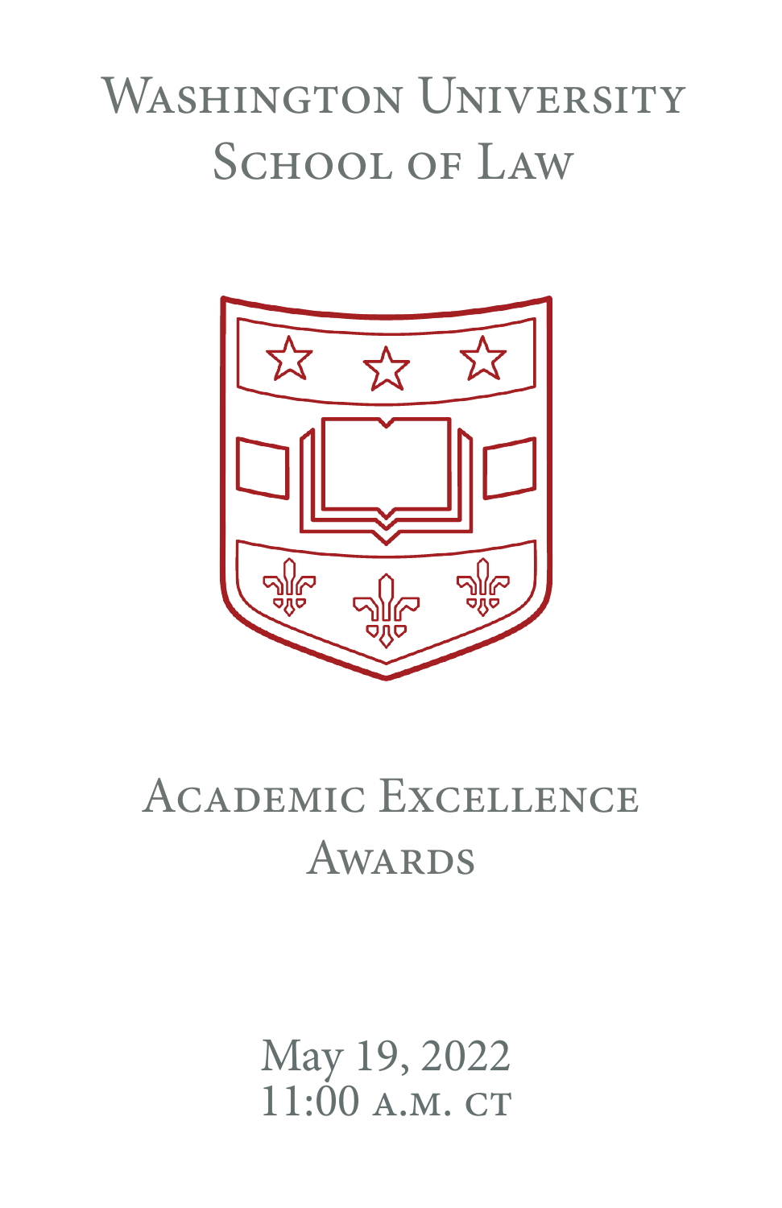# Washington University School of Law

## Academic Excellence Awards

May 19, 2022
11:00 a.m. CT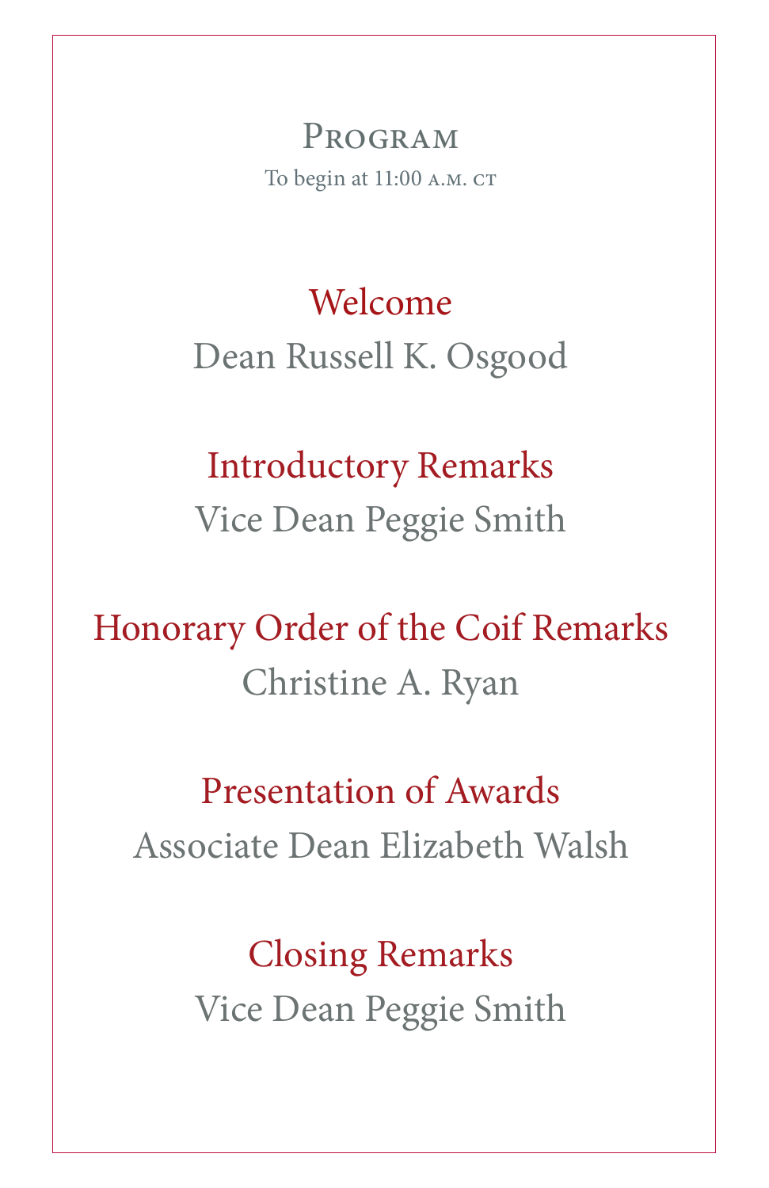# Program

To begin at 11:00 A.M. CT

## Welcome

Dean Russell K. Osgood

## Introductory Remarks

Vice Dean Peggie Smith

## Honorary Order of the Coif Remarks

Christine A. Ryan

## Presentation of Awards

Associate Dean Elizabeth Walsh

## Closing Remarks

Vice Dean Peggie Smith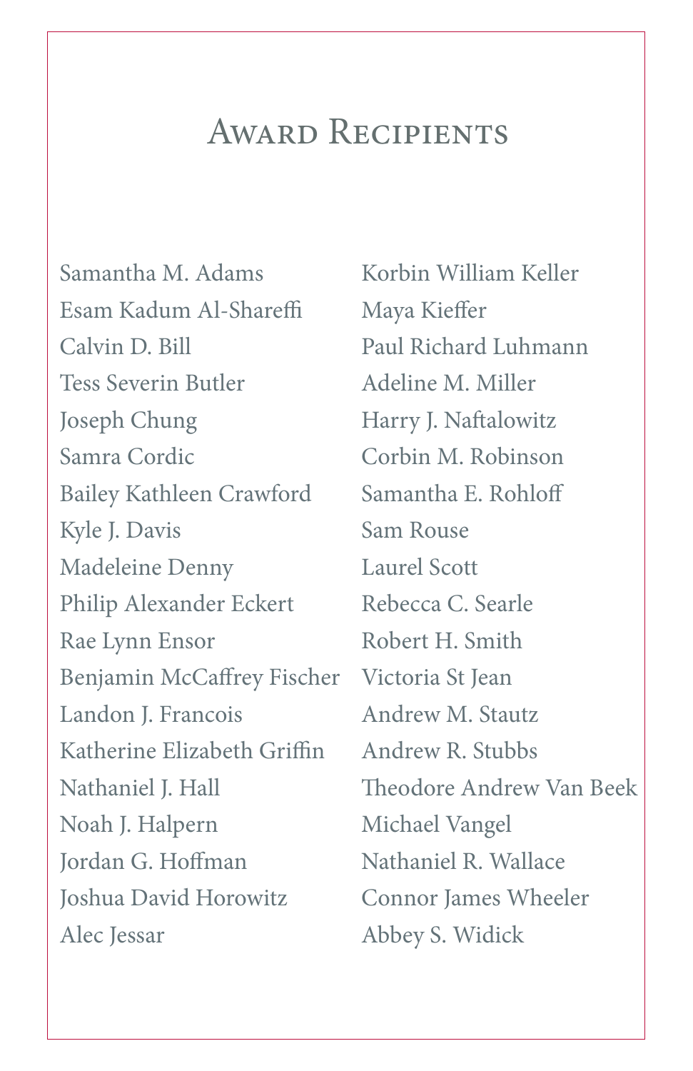# Award Recipients

Samantha M. Adams
Esam Kadum Al-Shareffi
Calvin D. Bill
Tess Severin Butler
Joseph Chung
Samra Cordic
Bailey Kathleen Crawford
Kyle J. Davis
Madeleine Denny
Philip Alexander Eckert
Rae Lynn Ensor
Benjamin McCaffrey Fischer
Landon J. Francois
Katherine Elizabeth Griffin
Nathaniel J. Hall
Noah J. Halpern
Jordan G. Hoffman
Joshua David Horowitz
Alec Jessar
Korbin William Keller
Maya Kieffer
Paul Richard Luhmann
Adeline M. Miller
Harry J. Naftalowitz
Corbin M. Robinson
Samantha E. Rohloff
Sam Rouse
Laurel Scott
Rebecca C. Searle
Robert H. Smith
Victoria St Jean
Andrew M. Stautz
Andrew R. Stubbs
Theodore Andrew Van Beek
Michael Vangel
Nathaniel R. Wallace
Connor James Wheeler
Abbey S. Widick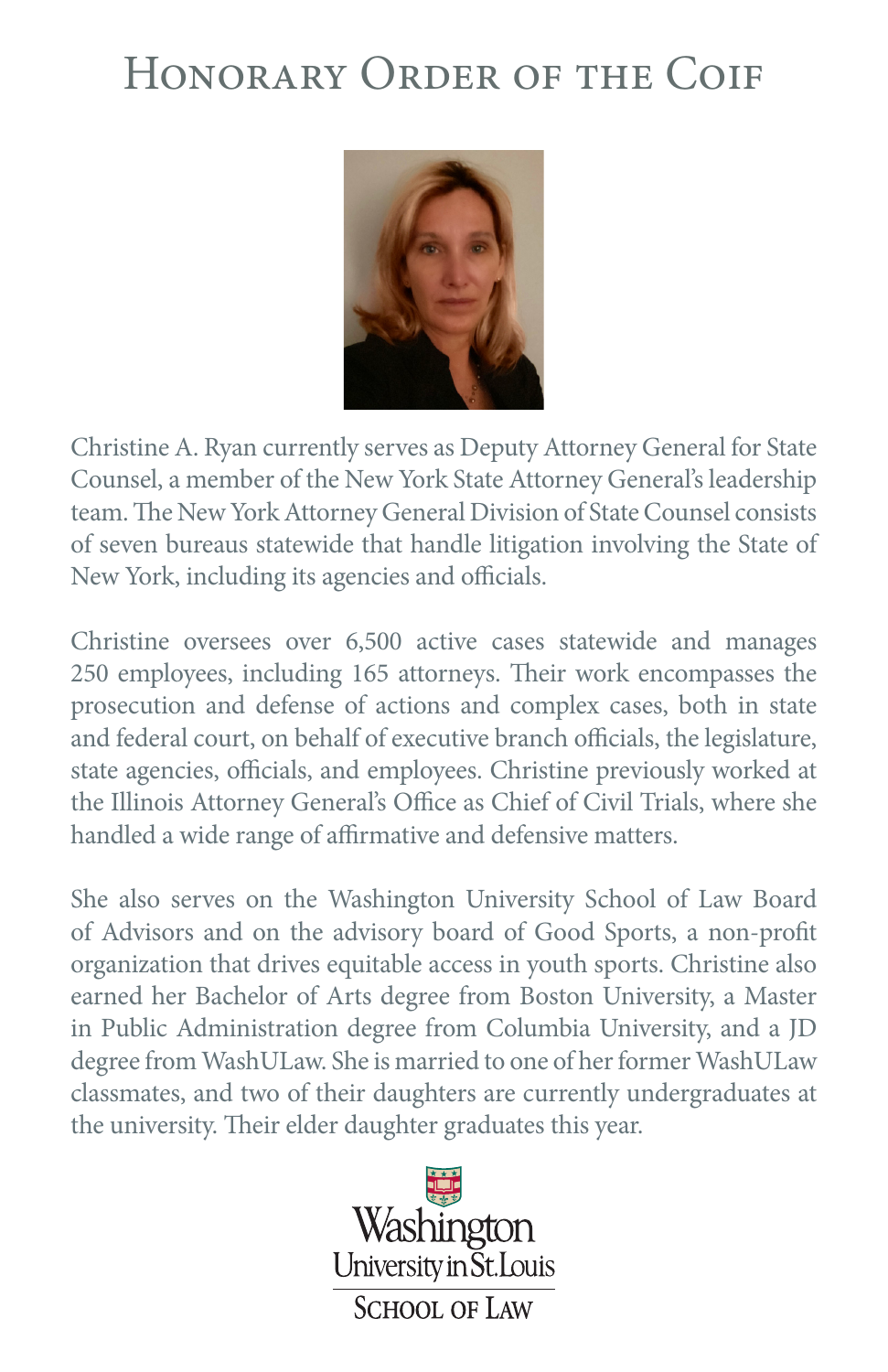# Honorary Order of the Coif

Christine A. Ryan currently serves as Deputy Attorney General for State Counsel, a member of the New York State Attorney General's leadership team. The New York Attorney General Division of State Counsel consists of seven bureaus statewide that handle litigation involving the State of New York, including its agencies and officials.

Christine oversees over 6,500 active cases statewide and manages 250 employees, including 165 attorneys. Their work encompasses the prosecution and defense of actions and complex cases, both in state and federal court, on behalf of executive branch officials, the legislature, state agencies, officials, and employees. Christine previously worked at the Illinois Attorney General's Office as Chief of Civil Trials, where she handled a wide range of affirmative and defensive matters.

She also serves on the Washington University School of Law Board of Advisors and on the advisory board of Good Sports, a non-profit organization that drives equitable access in youth sports. Christine also earned her Bachelor of Arts degree from Boston University, a Master in Public Administration degree from Columbia University, and a JD degree from WashULaw. She is married to one of her former WashULaw classmates, and two of their daughters are currently undergraduates at the university. Their elder daughter graduates this year.

Washington University in St. Louis
School of Law